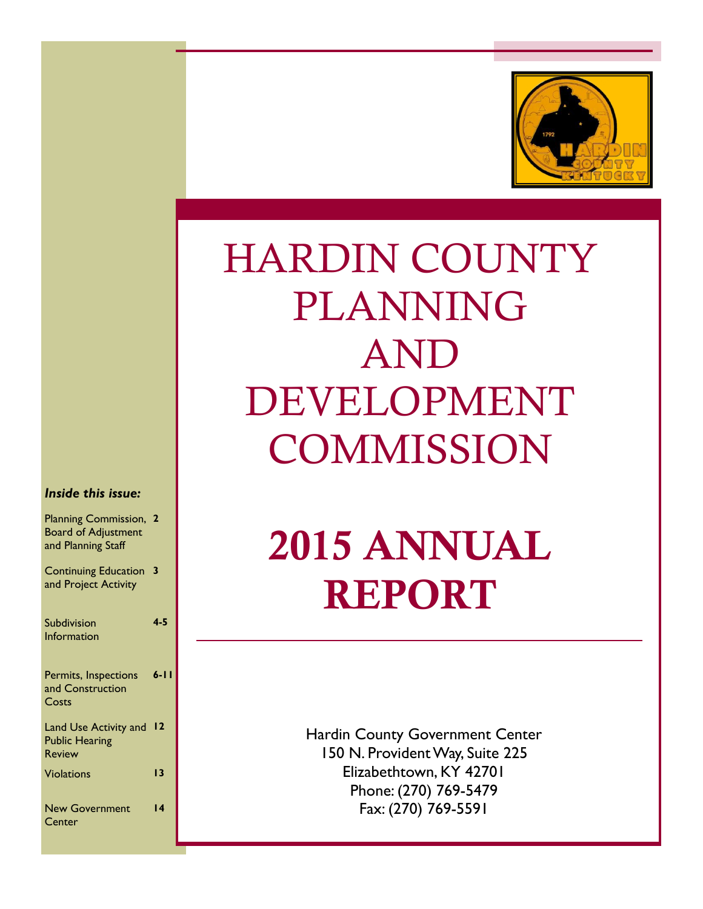# HARDIN COUNTY PLANNING AND DEVELOPMENT COMMISSION

# 2015 ANNUAL REPORT

Hardin County Government Center
150 N. Provident Way, Suite 225
Elizabethtown, KY 42701
Phone: (270) 769-5479
Fax: (270) 769-5591

***Inside this issue:***

| | |
|---|---|
| Planning Commission, Board of Adjustment and Planning Staff | **2** |
| Continuing Education and Project Activity | **3** |
| Subdivision Information | **4-5** |
| Permits, Inspections and Construction Costs | **6-11** |
| Land Use Activity and Public Hearing Review | **12** |
| Violations | **13** |
| New Government Center | **14** |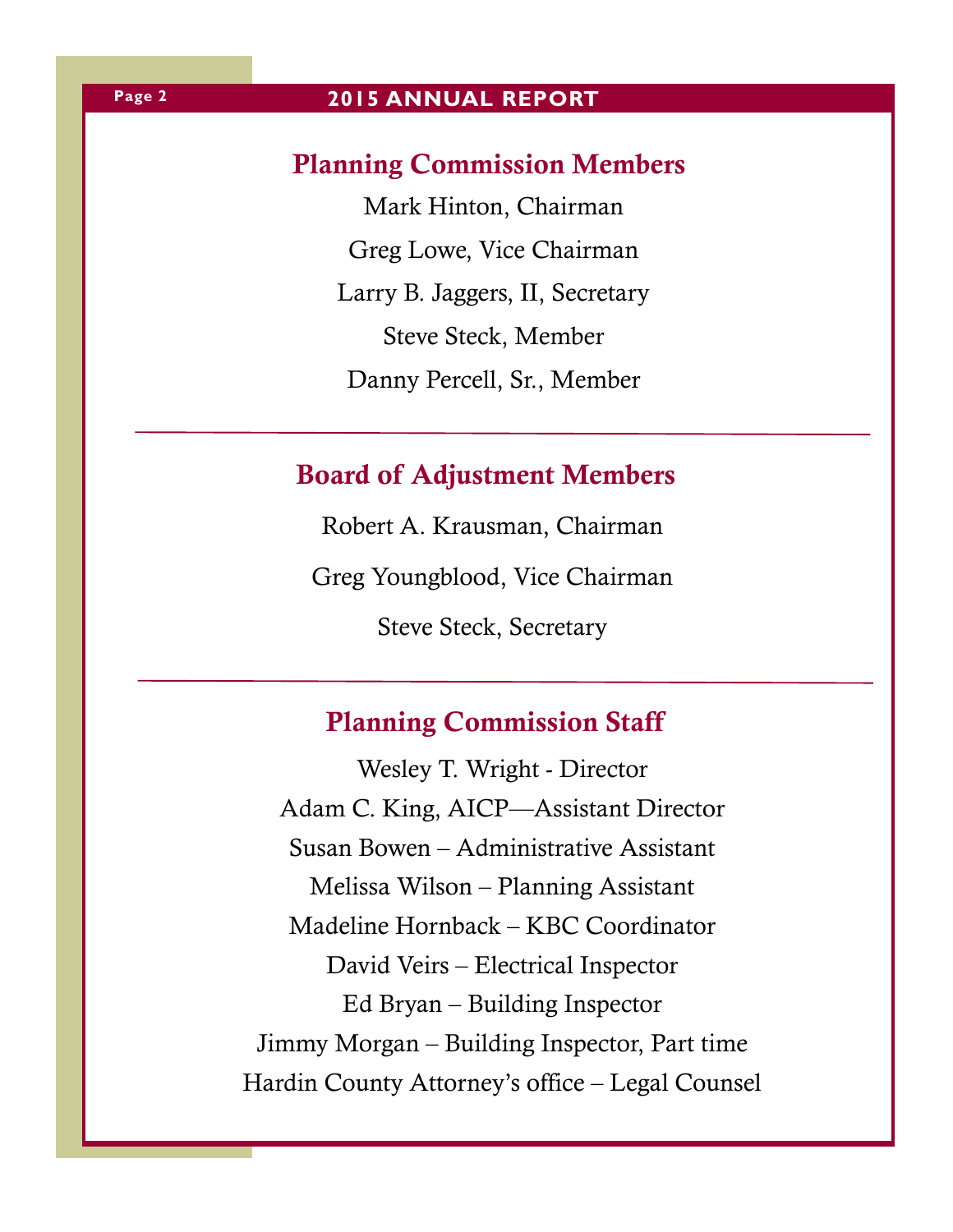## Planning Commission Members

Mark Hinton, Chairman

Greg Lowe, Vice Chairman

Larry B. Jaggers, II, Secretary

Steve Steck, Member

Danny Percell, Sr., Member

---

## Board of Adjustment Members

Robert A. Krausman, Chairman

Greg Youngblood, Vice Chairman

Steve Steck, Secretary

---

## Planning Commission Staff

Wesley T. Wright - Director

Adam C. King, AICP—Assistant Director

Susan Bowen – Administrative Assistant

Melissa Wilson – Planning Assistant

Madeline Hornback – KBC Coordinator

David Veirs – Electrical Inspector

Ed Bryan – Building Inspector

Jimmy Morgan – Building Inspector, Part time

Hardin County Attorney's office – Legal Counsel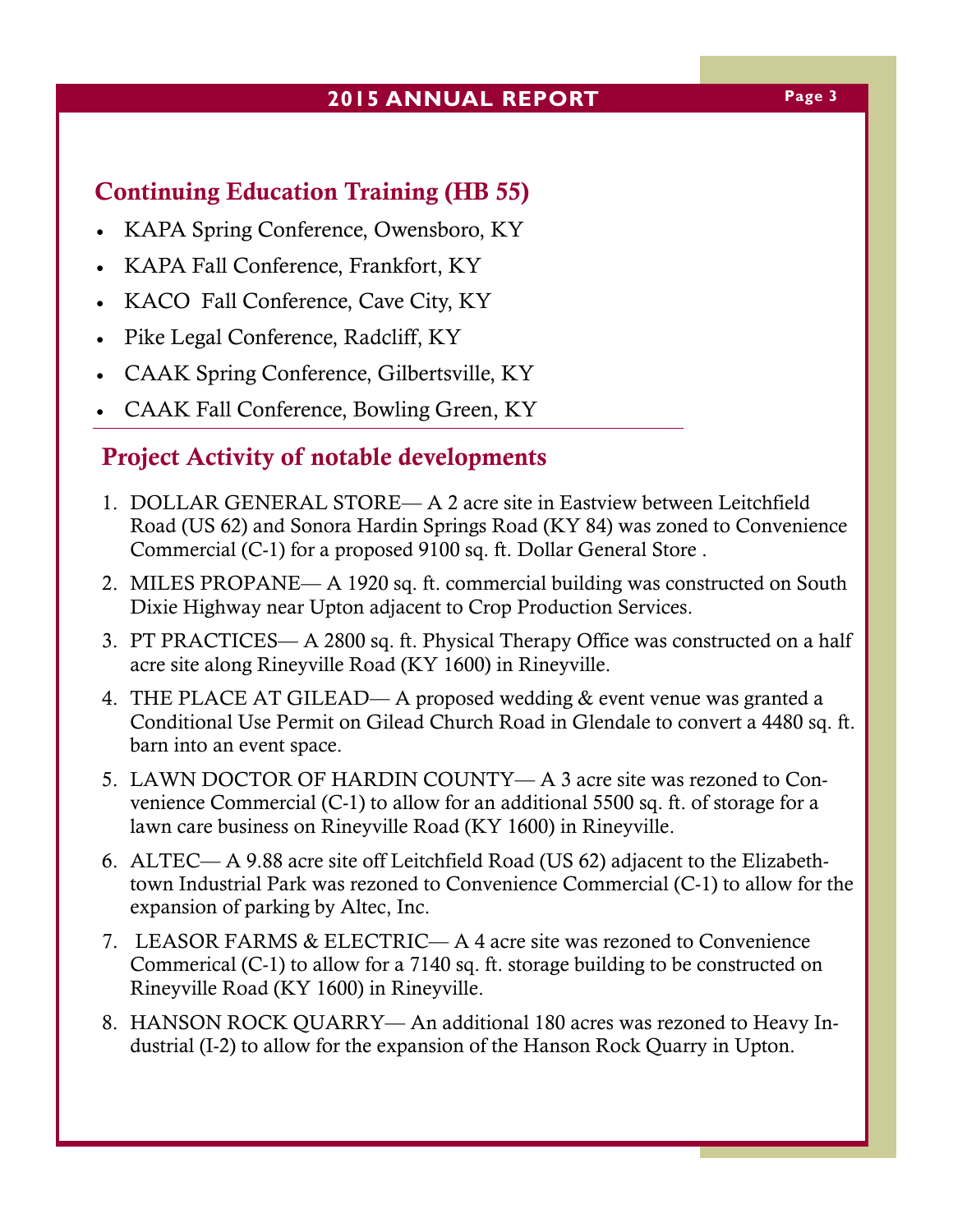## Continuing Education Training (HB 55)

- KAPA Spring Conference, Owensboro, KY
- KAPA Fall Conference, Frankfort, KY
- KACO Fall Conference, Cave City, KY
- Pike Legal Conference, Radcliff, KY
- CAAK Spring Conference, Gilbertsville, KY
- CAAK Fall Conference, Bowling Green, KY

## Project Activity of notable developments

1. DOLLAR GENERAL STORE— A 2 acre site in Eastview between Leitchfield Road (US 62) and Sonora Hardin Springs Road (KY 84) was zoned to Convenience Commercial (C-1) for a proposed 9100 sq. ft. Dollar General Store .
2. MILES PROPANE— A 1920 sq. ft. commercial building was constructed on South Dixie Highway near Upton adjacent to Crop Production Services.
3. PT PRACTICES— A 2800 sq. ft. Physical Therapy Office was constructed on a half acre site along Rineyville Road (KY 1600) in Rineyville.
4. THE PLACE AT GILEAD— A proposed wedding & event venue was granted a Conditional Use Permit on Gilead Church Road in Glendale to convert a 4480 sq. ft. barn into an event space.
5. LAWN DOCTOR OF HARDIN COUNTY— A 3 acre site was rezoned to Convenience Commercial (C-1) to allow for an additional 5500 sq. ft. of storage for a lawn care business on Rineyville Road (KY 1600) in Rineyville.
6. ALTEC— A 9.88 acre site off Leitchfield Road (US 62) adjacent to the Elizabethtown Industrial Park was rezoned to Convenience Commercial (C-1) to allow for the expansion of parking by Altec, Inc.
7. LEASOR FARMS & ELECTRIC— A 4 acre site was rezoned to Convenience Commerical (C-1) to allow for a 7140 sq. ft. storage building to be constructed on Rineyville Road (KY 1600) in Rineyville.
8. HANSON ROCK QUARRY— An additional 180 acres was rezoned to Heavy Industrial (I-2) to allow for the expansion of the Hanson Rock Quarry in Upton.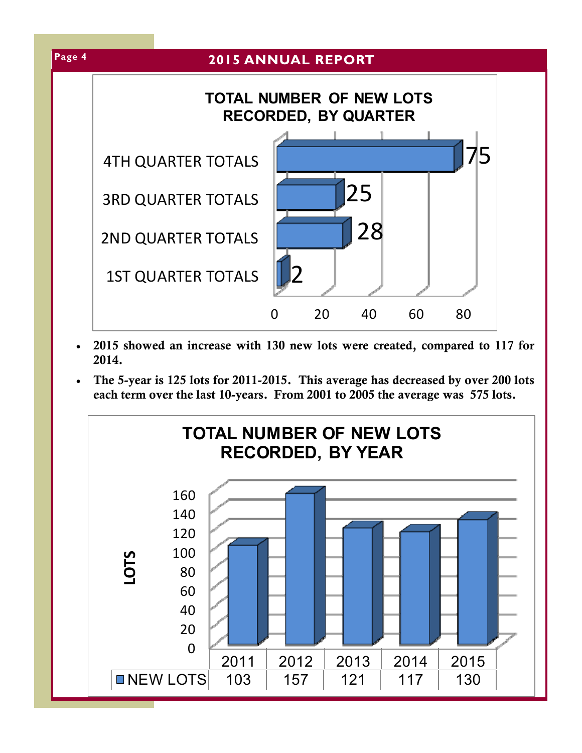## TOTAL NUMBER OF NEW LOTS RECORDED, BY QUARTER

| Quarter | New Lots |
|---|---|
| 1ST QUARTER TOTALS | 2 |
| 2ND QUARTER TOTALS | 28 |
| 3RD QUARTER TOTALS | 25 |
| 4TH QUARTER TOTALS | 75 |

- **2015 showed an increase with 130 new lots were created, compared to 117 for 2014.**
- **The 5-year is 125 lots for 2011-2015. This average has decreased by over 200 lots each term over the last 10-years. From 2001 to 2005 the average was 575 lots.**

## TOTAL NUMBER OF NEW LOTS RECORDED, BY YEAR

| | 2011 | 2012 | 2013 | 2014 | 2015 |
|---|---|---|---|---|---|
| NEW LOTS | 103 | 157 | 121 | 117 | 130 |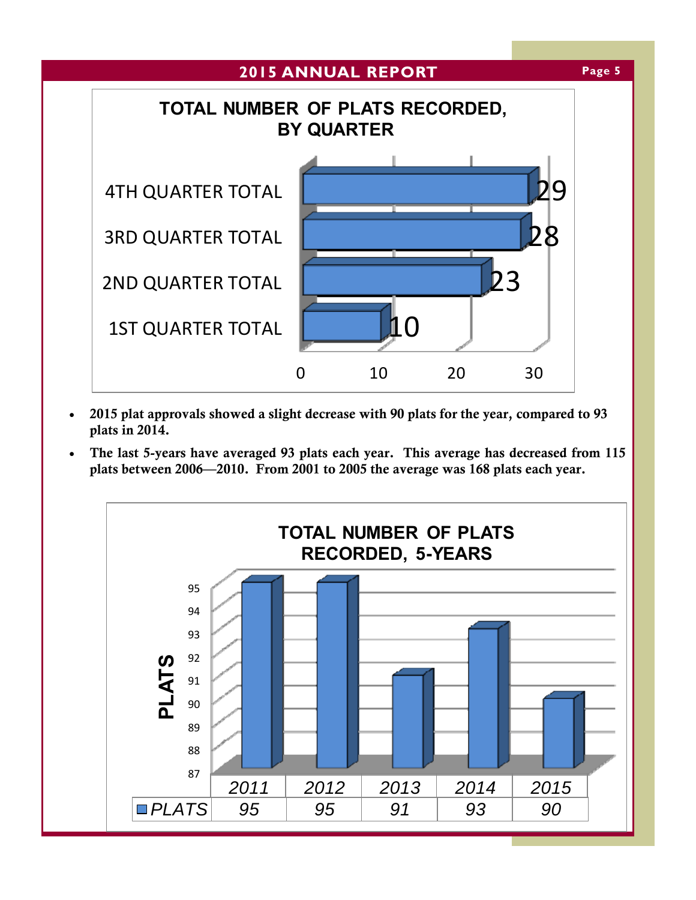**TOTAL NUMBER OF PLATS RECORDED, BY QUARTER**

| Quarter | Plats |
|---|---|
| 4TH QUARTER TOTAL | 29 |
| 3RD QUARTER TOTAL | 28 |
| 2ND QUARTER TOTAL | 23 |
| 1ST QUARTER TOTAL | 10 |

- **2015 plat approvals showed a slight decrease with 90 plats for the year, compared to 93 plats in 2014.**
- **The last 5-years have averaged 93 plats each year. This average has decreased from 115 plats between 2006—2010. From 2001 to 2005 the average was 168 plats each year.**

**TOTAL NUMBER OF PLATS RECORDED, 5-YEARS**

| | 2011 | 2012 | 2013 | 2014 | 2015 |
|---|---|---|---|---|---|
| PLATS | 95 | 95 | 91 | 93 | 90 |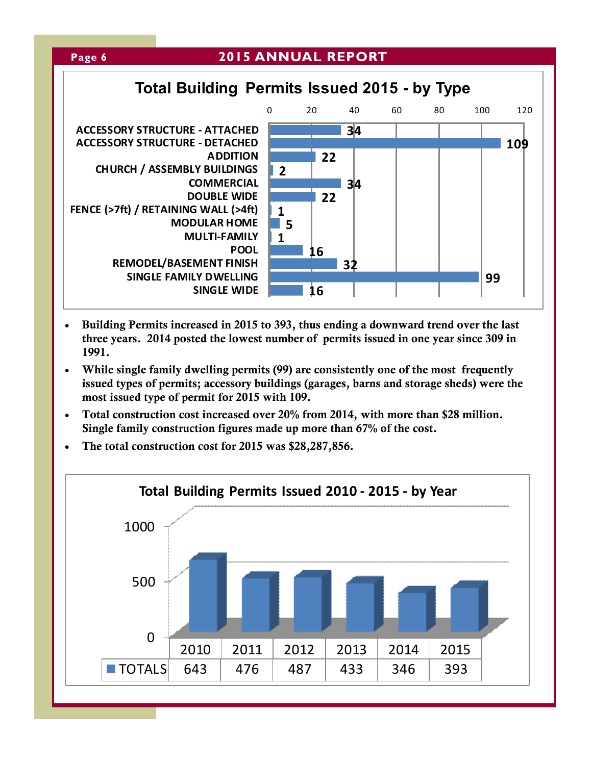## Total Building Permits Issued 2015 - by Type

| Type | Permits |
|---|---|
| ACCESSORY STRUCTURE - ATTACHED | 34 |
| ACCESSORY STRUCTURE - DETACHED | 109 |
| ADDITION | 22 |
| CHURCH / ASSEMBLY BUILDINGS | 2 |
| COMMERCIAL | 34 |
| DOUBLE WIDE | 22 |
| FENCE (>7ft) / RETAINING WALL (>4ft) | 1 |
| MODULAR HOME | 5 |
| MULTI-FAMILY | 1 |
| POOL | 16 |
| REMODEL/BASEMENT FINISH | 32 |
| SINGLE FAMILY DWELLING | 99 |
| SINGLE WIDE | 16 |

- **Building Permits increased in 2015 to 393, thus ending a downward trend over the last three years. 2014 posted the lowest number of permits issued in one year since 309 in 1991.**
- **While single family dwelling permits (99) are consistently one of the most frequently issued types of permits; accessory buildings (garages, barns and storage sheds) were the most issued type of permit for 2015 with 109.**
- **Total construction cost increased over 20% from 2014, with more than $28 million. Single family construction figures made up more than 67% of the cost.**
- **The total construction cost for 2015 was $28,287,856.**

## Total Building Permits Issued 2010 - 2015 - by Year

| | 2010 | 2011 | 2012 | 2013 | 2014 | 2015 |
|---|---|---|---|---|---|---|
| TOTALS | 643 | 476 | 487 | 433 | 346 | 393 |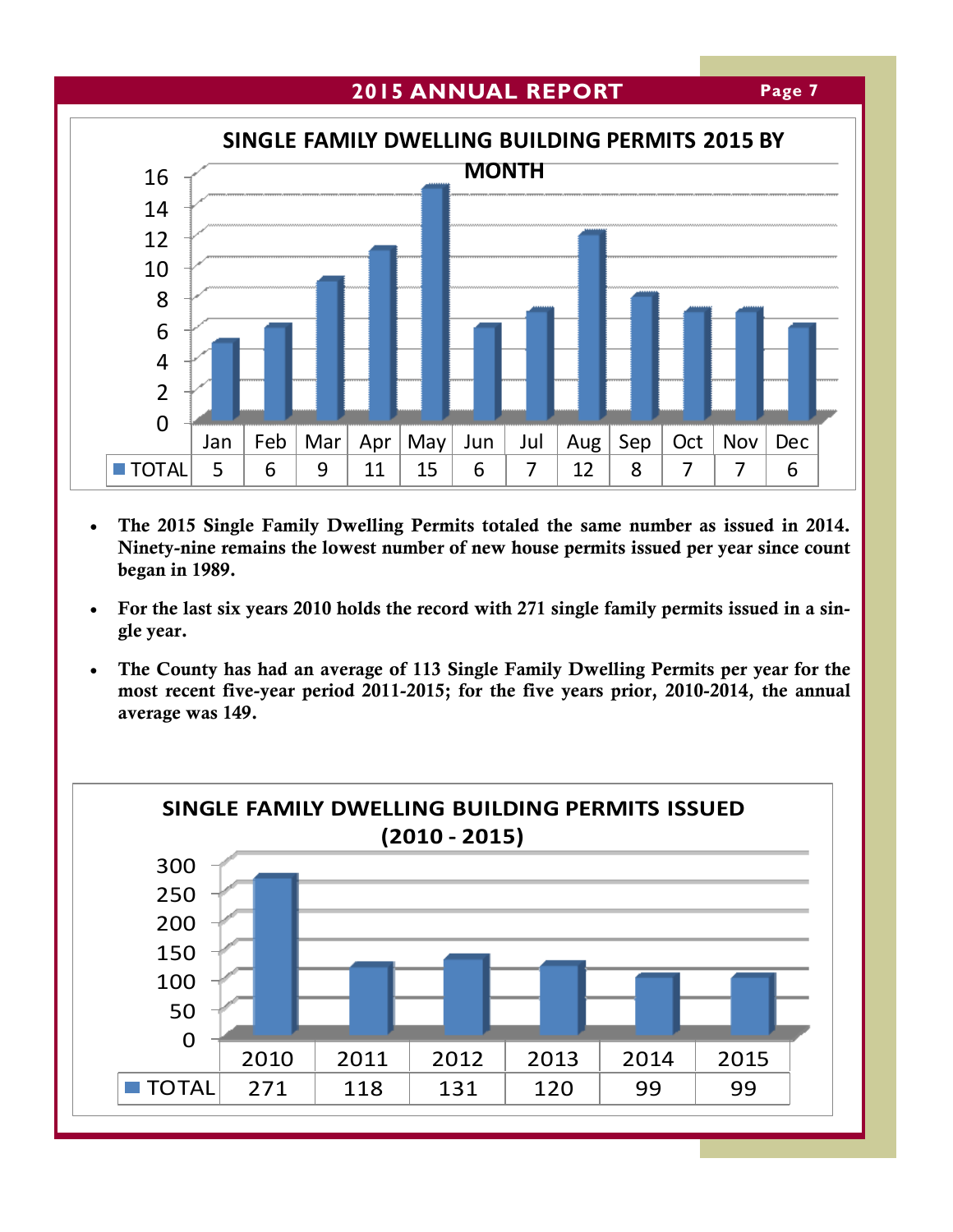## SINGLE FAMILY DWELLING BUILDING PERMITS 2015 BY MONTH

| | Jan | Feb | Mar | Apr | May | Jun | Jul | Aug | Sep | Oct | Nov | Dec |
|---|---|---|---|---|---|---|---|---|---|---|---|---|
| TOTAL | 5 | 6 | 9 | 11 | 15 | 6 | 7 | 12 | 8 | 7 | 7 | 6 |

- **The 2015 Single Family Dwelling Permits totaled the same number as issued in 2014. Ninety-nine remains the lowest number of new house permits issued per year since count began in 1989.**
- **For the last six years 2010 holds the record with 271 single family permits issued in a single year.**
- **The County has had an average of 113 Single Family Dwelling Permits per year for the most recent five-year period 2011-2015; for the five years prior, 2010-2014, the annual average was 149.**

## SINGLE FAMILY DWELLING BUILDING PERMITS ISSUED (2010 - 2015)

| | 2010 | 2011 | 2012 | 2013 | 2014 | 2015 |
|---|---|---|---|---|---|---|
| TOTAL | 271 | 118 | 131 | 120 | 99 | 99 |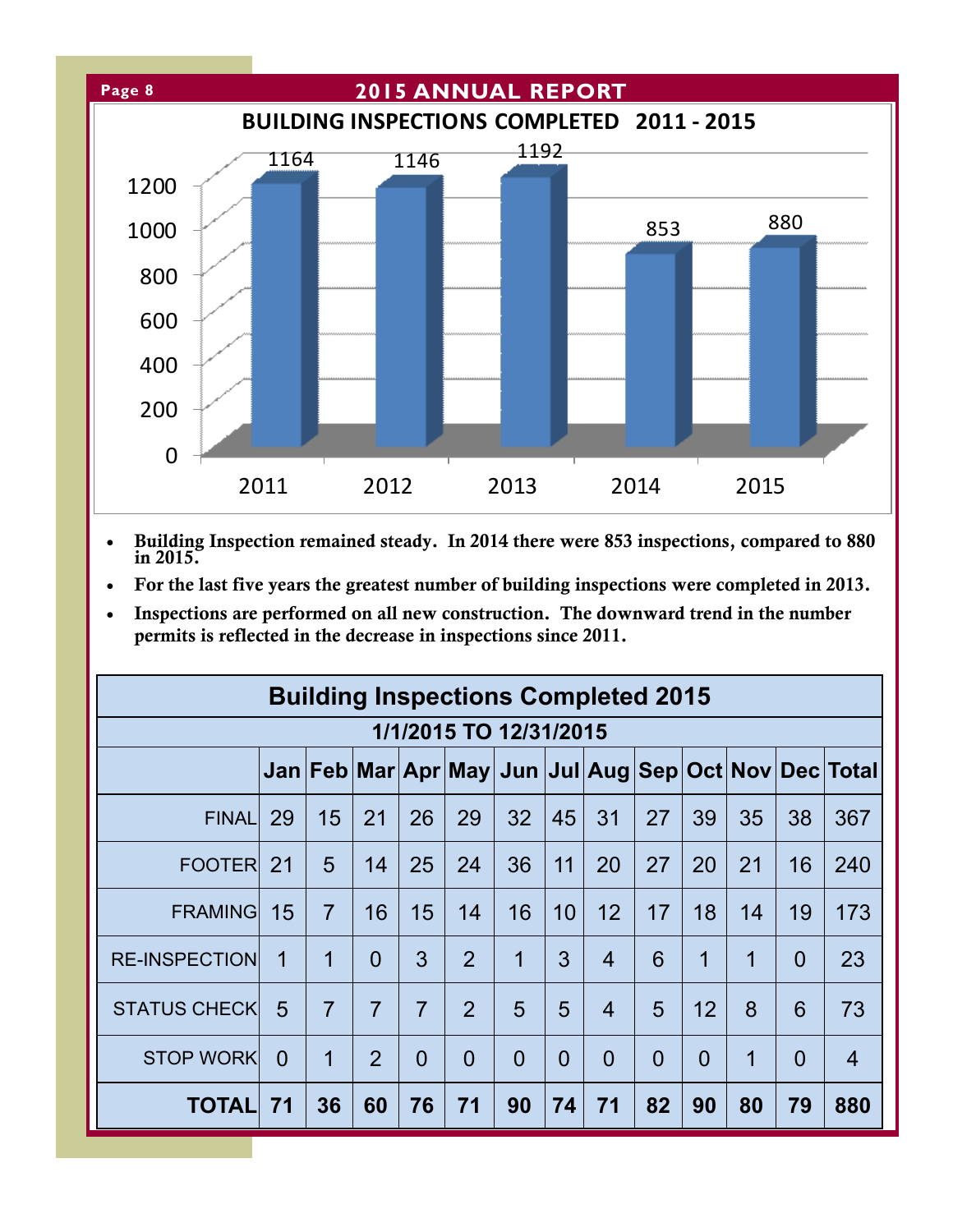## BUILDING INSPECTIONS COMPLETED 2011 - 2015

| Year | Inspections |
|---|---|
| 2011 | 1164 |
| 2012 | 1146 |
| 2013 | 1192 |
| 2014 | 853 |
| 2015 | 880 |

- **Building Inspection remained steady. In 2014 there were 853 inspections, compared to 880 in 2015.**
- **For the last five years the greatest number of building inspections were completed in 2013.**
- **Inspections are performed on all new construction. The downward trend in the number permits is reflected in the decrease in inspections since 2011.**

### Building Inspections Completed 2015

**1/1/2015 TO 12/31/2015**

| | Jan | Feb | Mar | Apr | May | Jun | Jul | Aug | Sep | Oct | Nov | Dec | Total |
|---|---|---|---|---|---|---|---|---|---|---|---|---|---|
| FINAL | 29 | 15 | 21 | 26 | 29 | 32 | 45 | 31 | 27 | 39 | 35 | 38 | 367 |
| FOOTER | 21 | 5 | 14 | 25 | 24 | 36 | 11 | 20 | 27 | 20 | 21 | 16 | 240 |
| FRAMING | 15 | 7 | 16 | 15 | 14 | 16 | 10 | 12 | 17 | 18 | 14 | 19 | 173 |
| RE-INSPECTION | 1 | 1 | 0 | 3 | 2 | 1 | 3 | 4 | 6 | 1 | 1 | 0 | 23 |
| STATUS CHECK | 5 | 7 | 7 | 7 | 2 | 5 | 5 | 4 | 5 | 12 | 8 | 6 | 73 |
| STOP WORK | 0 | 1 | 2 | 0 | 0 | 0 | 0 | 0 | 0 | 0 | 1 | 0 | 4 |
| **TOTAL** | **71** | **36** | **60** | **76** | **71** | **90** | **74** | **71** | **82** | **90** | **80** | **79** | **880** |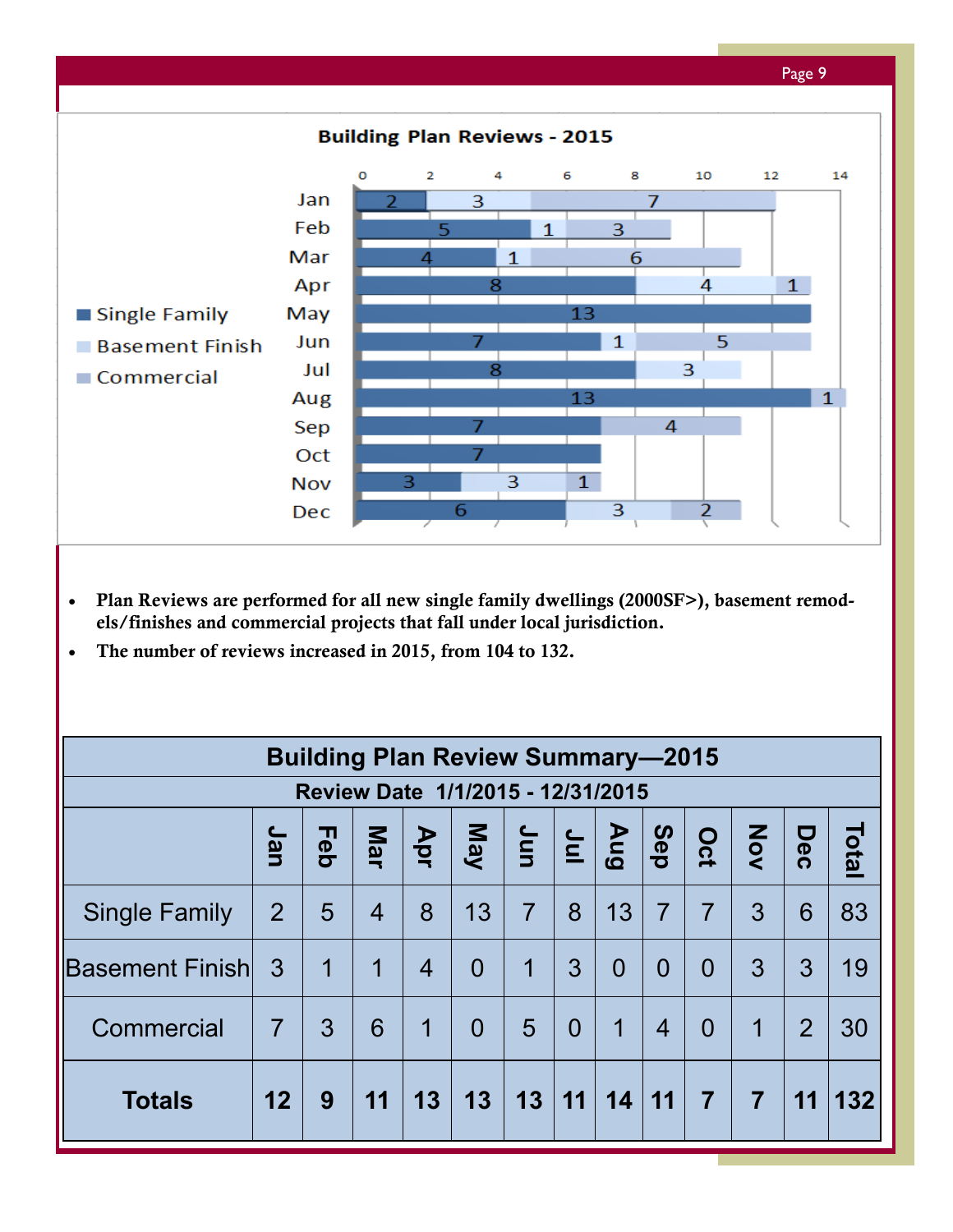Building Plan Reviews - 2015

| Month | Single Family | Basement Finish | Commercial |
|---|---|---|---|
| Jan | 2 | 3 | 7 |
| Feb | 5 | 1 | 3 |
| Mar | 4 | 1 | 6 |
| Apr | 8 | 4 | 1 |
| May | 13 | | |
| Jun | 7 | 1 | 5 |
| Jul | 8 | 3 | |
| Aug | 13 | | 1 |
| Sep | 7 | | 4 |
| Oct | 7 | | |
| Nov | 3 | 3 | 1 |
| Dec | 6 | 3 | 2 |

- **Plan Reviews are performed for all new single family dwellings (2000SF>), basement remodels/finishes and commercial projects that fall under local jurisdiction.**
- **The number of reviews increased in 2015, from 104 to 132.**

| Building Plan Review Summary—2015 | | | | | | | | | | | | | |
|---|---|---|---|---|---|---|---|---|---|---|---|---|---|
| **Review Date 1/1/2015 - 12/31/2015** | | | | | | | | | | | | | |
| | **Jan** | **Feb** | **Mar** | **Apr** | **May** | **Jun** | **Jul** | **Aug** | **Sep** | **Oct** | **Nov** | **Dec** | **Total** |
| Single Family | 2 | 5 | 4 | 8 | 13 | 7 | 8 | 13 | 7 | 7 | 3 | 6 | 83 |
| Basement Finish | 3 | 1 | 1 | 4 | 0 | 1 | 3 | 0 | 0 | 0 | 3 | 3 | 19 |
| Commercial | 7 | 3 | 6 | 1 | 0 | 5 | 0 | 1 | 4 | 0 | 1 | 2 | 30 |
| **Totals** | **12** | **9** | **11** | **13** | **13** | **13** | **11** | **14** | **11** | **7** | **7** | **11** | **132** |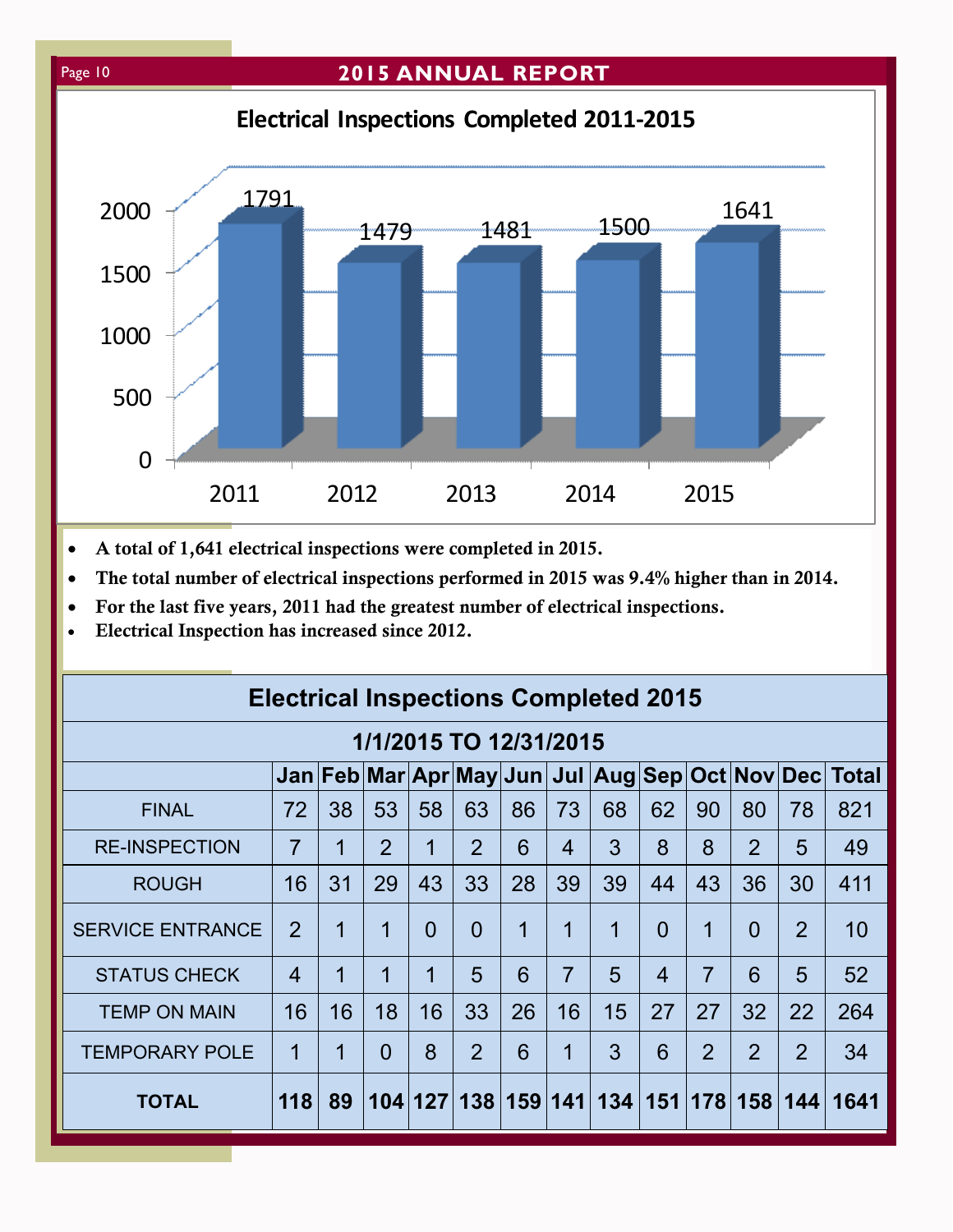## Electrical Inspections Completed 2011-2015

| Year | Inspections |
|---|---|
| 2011 | 1791 |
| 2012 | 1479 |
| 2013 | 1481 |
| 2014 | 1500 |
| 2015 | 1641 |

- **A total of 1,641 electrical inspections were completed in 2015.**
- **The total number of electrical inspections performed in 2015 was 9.4% higher than in 2014.**
- **For the last five years, 2011 had the greatest number of electrical inspections.**
- **Electrical Inspection has increased since 2012.**

## Electrical Inspections Completed 2015

### 1/1/2015 TO 12/31/2015

| | Jan | Feb | Mar | Apr | May | Jun | Jul | Aug | Sep | Oct | Nov | Dec | Total |
|---|---|---|---|---|---|---|---|---|---|---|---|---|---|
| FINAL | 72 | 38 | 53 | 58 | 63 | 86 | 73 | 68 | 62 | 90 | 80 | 78 | 821 |
| RE-INSPECTION | 7 | 1 | 2 | 1 | 2 | 6 | 4 | 3 | 8 | 8 | 2 | 5 | 49 |
| ROUGH | 16 | 31 | 29 | 43 | 33 | 28 | 39 | 39 | 44 | 43 | 36 | 30 | 411 |
| SERVICE ENTRANCE | 2 | 1 | 1 | 0 | 0 | 1 | 1 | 1 | 0 | 1 | 0 | 2 | 10 |
| STATUS CHECK | 4 | 1 | 1 | 1 | 5 | 6 | 7 | 5 | 4 | 7 | 6 | 5 | 52 |
| TEMP ON MAIN | 16 | 16 | 18 | 16 | 33 | 26 | 16 | 15 | 27 | 27 | 32 | 22 | 264 |
| TEMPORARY POLE | 1 | 1 | 0 | 8 | 2 | 6 | 1 | 3 | 6 | 2 | 2 | 2 | 34 |
| **TOTAL** | **118** | **89** | **104** | **127** | **138** | **159** | **141** | **134** | **151** | **178** | **158** | **144** | **1641** |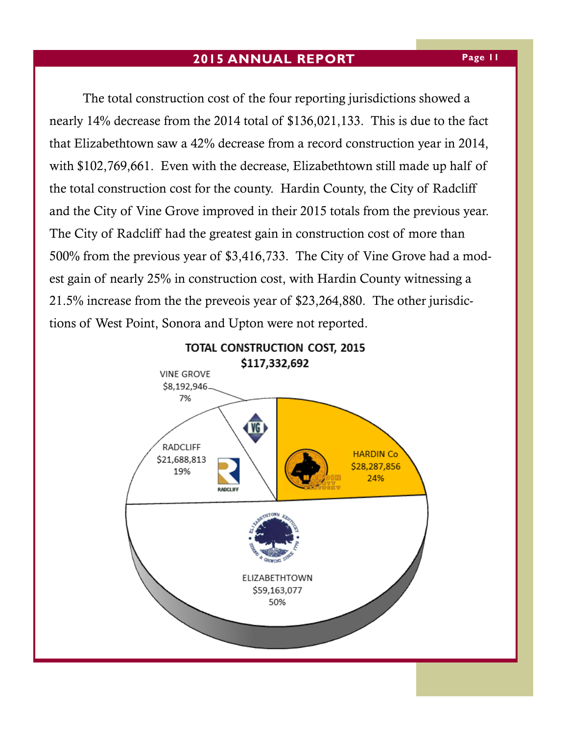The total construction cost of the four reporting jurisdictions showed a nearly 14% decrease from the 2014 total of $136,021,133. This is due to the fact that Elizabethtown saw a 42% decrease from a record construction year in 2014, with $102,769,661. Even with the decrease, Elizabethtown still made up half of the total construction cost for the county. Hardin County, the City of Radcliff and the City of Vine Grove improved in their 2015 totals from the previous year. The City of Radcliff had the greatest gain in construction cost of more than 500% from the previous year of $3,416,733. The City of Vine Grove had a modest gain of nearly 25% in construction cost, with Hardin County witnessing a 21.5% increase from the the preveois year of $23,264,880. The other jurisdictions of West Point, Sonora and Upton were not reported.

**TOTAL CONSTRUCTION COST, 2015**
**$117,332,692**

| Jurisdiction | Cost | Percent |
|---|---|---|
| VINE GROVE | $8,192,946 | 7% |
| RADCLIFF | $21,688,813 | 19% |
| HARDIN Co | $28,287,856 | 24% |
| ELIZABETHTOWN | $59,163,077 | 50% |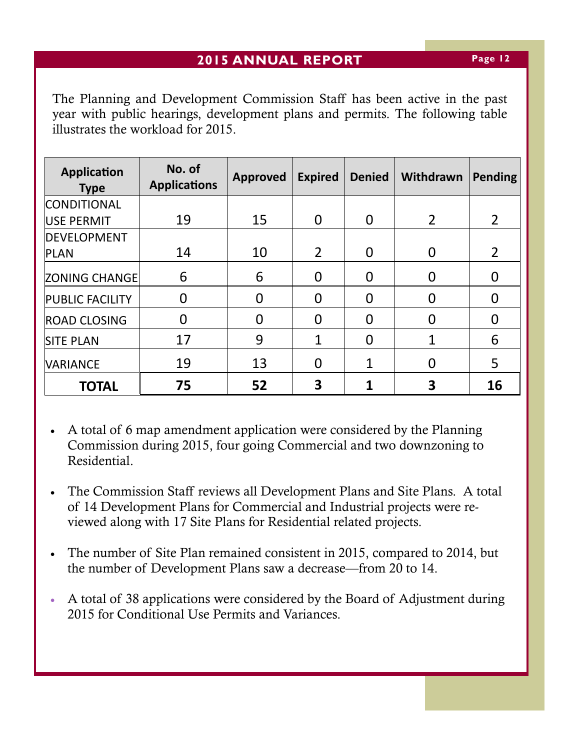The Planning and Development Commission Staff has been active in the past year with public hearings, development plans and permits. The following table illustrates the workload for 2015.

| Application Type | No. of Applications | Approved | Expired | Denied | Withdrawn | Pending |
|---|---|---|---|---|---|---|
| CONDITIONAL USE PERMIT | 19 | 15 | 0 | 0 | 2 | 2 |
| DEVELOPMENT PLAN | 14 | 10 | 2 | 0 | 0 | 2 |
| ZONING CHANGE | 6 | 6 | 0 | 0 | 0 | 0 |
| PUBLIC FACILITY | 0 | 0 | 0 | 0 | 0 | 0 |
| ROAD CLOSING | 0 | 0 | 0 | 0 | 0 | 0 |
| SITE PLAN | 17 | 9 | 1 | 0 | 1 | 6 |
| VARIANCE | 19 | 13 | 0 | 1 | 0 | 5 |
| **TOTAL** | **75** | **52** | **3** | **1** | **3** | **16** |

- A total of 6 map amendment application were considered by the Planning Commission during 2015, four going Commercial and two downzoning to Residential.

- The Commission Staff reviews all Development Plans and Site Plans. A total of 14 Development Plans for Commercial and Industrial projects were reviewed along with 17 Site Plans for Residential related projects.

- The number of Site Plan remained consistent in 2015, compared to 2014, but the number of Development Plans saw a decrease—from 20 to 14.

- A total of 38 applications were considered by the Board of Adjustment during 2015 for Conditional Use Permits and Variances.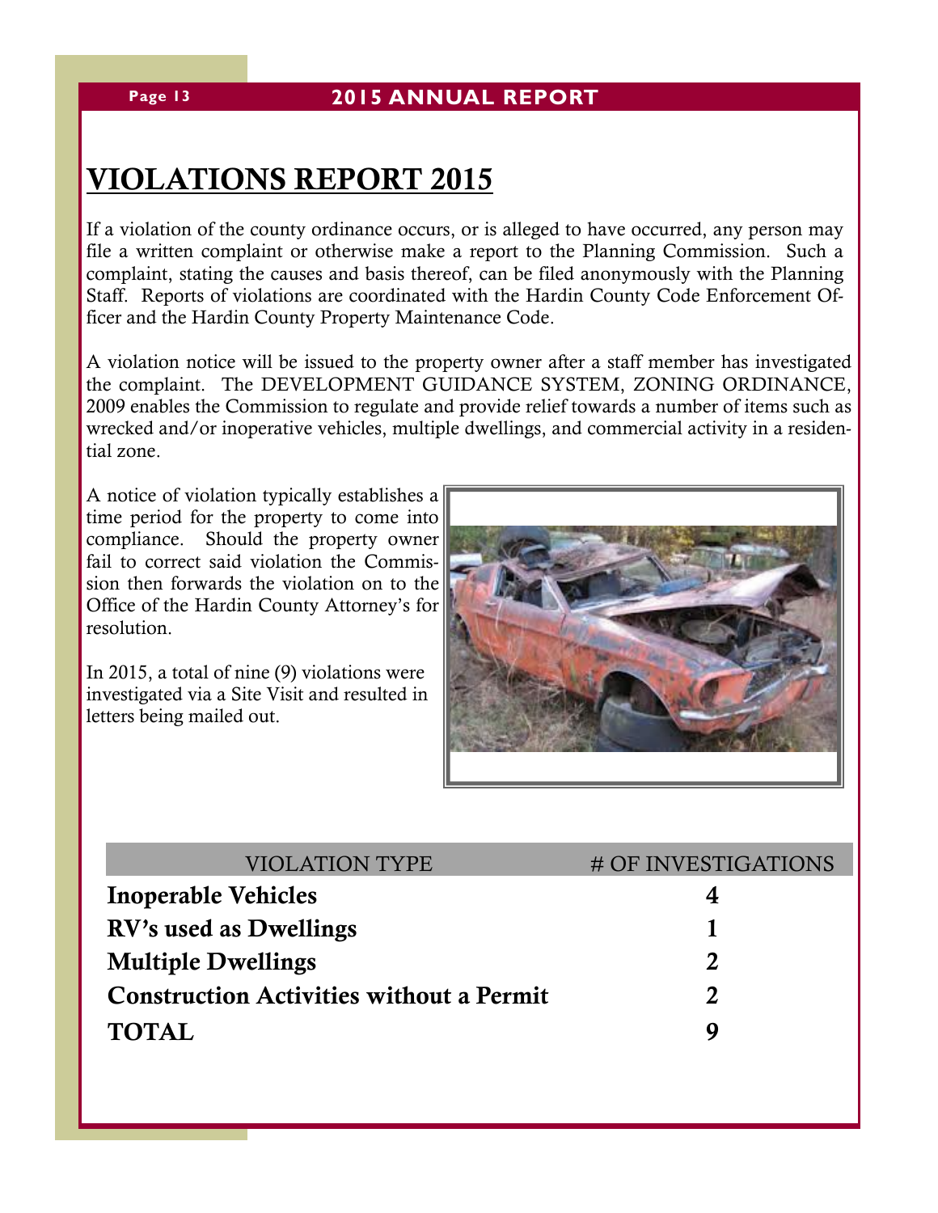# VIOLATIONS REPORT 2015

If a violation of the county ordinance occurs, or is alleged to have occurred, any person may file a written complaint or otherwise make a report to the Planning Commission. Such a complaint, stating the causes and basis thereof, can be filed anonymously with the Planning Staff. Reports of violations are coordinated with the Hardin County Code Enforcement Officer and the Hardin County Property Maintenance Code.

A violation notice will be issued to the property owner after a staff member has investigated the complaint. The DEVELOPMENT GUIDANCE SYSTEM, ZONING ORDINANCE, 2009 enables the Commission to regulate and provide relief towards a number of items such as wrecked and/or inoperative vehicles, multiple dwellings, and commercial activity in a residential zone.

A notice of violation typically establishes a time period for the property to come into compliance. Should the property owner fail to correct said violation the Commission then forwards the violation on to the Office of the Hardin County Attorney's for resolution.

In 2015, a total of nine (9) violations were investigated via a Site Visit and resulted in letters being mailed out.

| VIOLATION TYPE | # OF INVESTIGATIONS |
|---|---|
| **Inoperable Vehicles** | **4** |
| **RV's used as Dwellings** | **1** |
| **Multiple Dwellings** | **2** |
| **Construction Activities without a Permit** | **2** |
| **TOTAL** | **9** |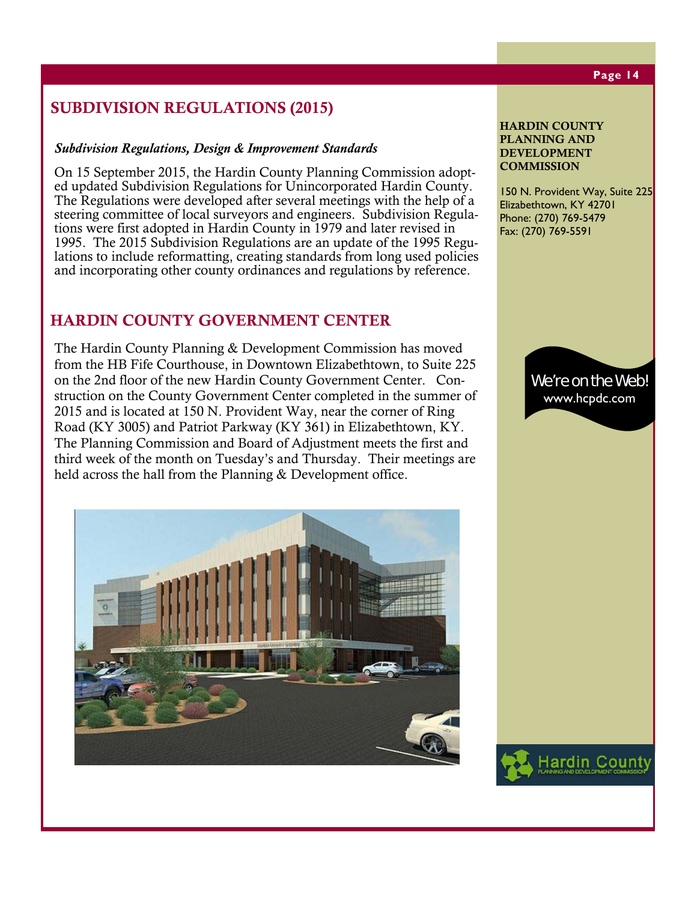## SUBDIVISION REGULATIONS (2015)

***Subdivision Regulations, Design & Improvement Standards***

On 15 September 2015, the Hardin County Planning Commission adopted updated Subdivision Regulations for Unincorporated Hardin County. The Regulations were developed after several meetings with the help of a steering committee of local surveyors and engineers. Subdivision Regulations were first adopted in Hardin County in 1979 and later revised in 1995. The 2015 Subdivision Regulations are an update of the 1995 Regulations to include reformatting, creating standards from long used policies and incorporating other county ordinances and regulations by reference.

## HARDIN COUNTY GOVERNMENT CENTER

The Hardin County Planning & Development Commission has moved from the HB Fife Courthouse, in Downtown Elizabethtown, to Suite 225 on the 2nd floor of the new Hardin County Government Center. Construction on the County Government Center completed in the summer of 2015 and is located at 150 N. Provident Way, near the corner of Ring Road (KY 3005) and Patriot Parkway (KY 361) in Elizabethtown, KY. The Planning Commission and Board of Adjustment meets the first and third week of the month on Tuesday's and Thursday. Their meetings are held across the hall from the Planning & Development office.

**HARDIN COUNTY PLANNING AND DEVELOPMENT COMMISSION**

150 N. Provident Way, Suite 225
Elizabethtown, KY 42701
Phone: (270) 769-5479
Fax: (270) 769-5591

We're on the Web!
www.hcpdc.com

Hardin County
PLANNING AND DEVELOPMENT COMMISSION